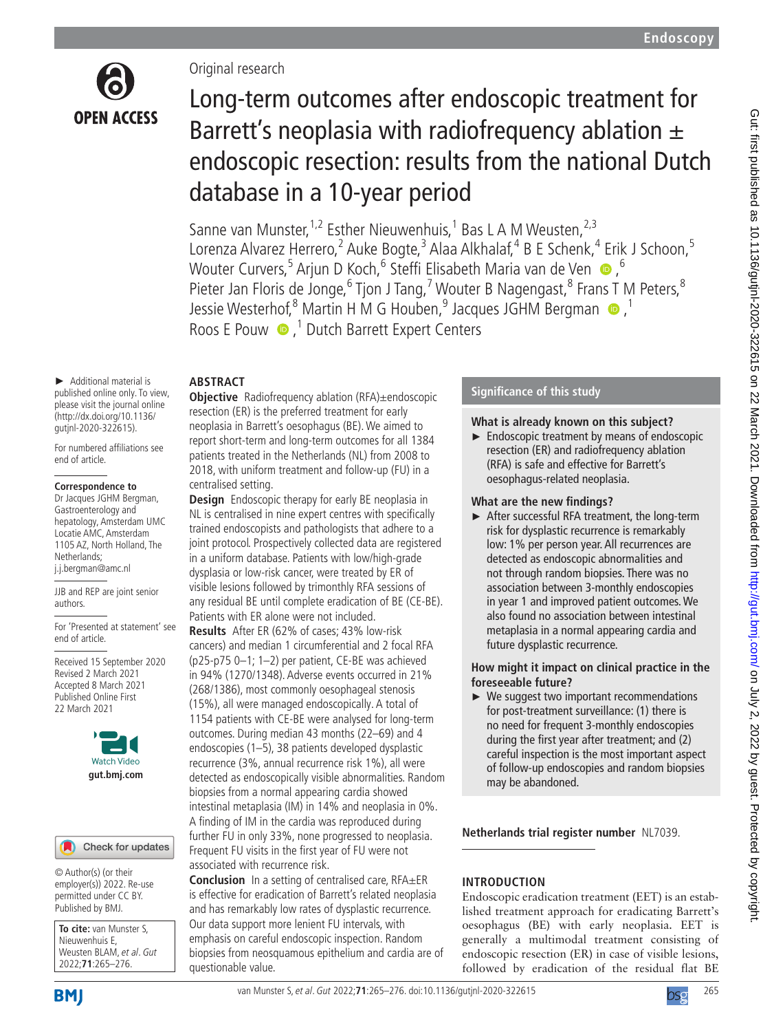Original research

# Long-term outcomes after endoscopic treatment for Barrett's neoplasia with radiofrequency ablation ± endoscopic resection: results from the national Dutch database in a 10-year period

Sanne van Munster,[1,2] Esther Nieuwenhuis,[1] Bas L A M Weusten,[2,3] Lorenza Alvarez Herrero,[2] Auke Bogte,[3] Alaa Alkhalaf,[4] B E Schenk,[4] Erik J Schoon,[5] Wouter Curvers,[5] Arjun D Koch,[6] Steffi Elisabeth Maria van de Ven,[6] Pieter Jan Floris de Jonge,[6] Tjon J Tang,[7] Wouter B Nagengast,[8] Frans T M Peters,[8] Jessie Westerhof,[8] Martin H M G Houben,[9] Jacques JGHM Bergman,[1] Roos E Pouw,[1] Dutch Barrett Expert Centers

► Additional material is published online only. To view, please visit the journal online (http://dx.doi.org/10.1136/gutjnl-2020-322615).

For numbered affiliations see end of article.

**Correspondence to**
Dr Jacques JGHM Bergman, Gastroenterology and hepatology, Amsterdam UMC Locatie AMC, Amsterdam 1105 AZ, North Holland, The Netherlands; j.j.bergman@amc.nl

JJB and REP are joint senior authors.

For 'Presented at statement' see end of article.

Received 15 September 2020
Revised 2 March 2021
Accepted 8 March 2021
Published Online First 22 March 2021

© Author(s) (or their employer(s)) 2022. Re-use permitted under CC BY. Published by BMJ.

**To cite:** van Munster S, Nieuwenhuis E, Weusten BLAM, *et al*. *Gut* 2022;**71**:265–276.

## ABSTRACT

**Objective** Radiofrequency ablation (RFA)±endoscopic resection (ER) is the preferred treatment for early neoplasia in Barrett's oesophagus (BE). We aimed to report short-term and long-term outcomes for all 1384 patients treated in the Netherlands (NL) from 2008 to 2018, with uniform treatment and follow-up (FU) in a centralised setting.

**Design** Endoscopic therapy for early BE neoplasia in NL is centralised in nine expert centres with specifically trained endoscopists and pathologists that adhere to a joint protocol. Prospectively collected data are registered in a uniform database. Patients with low/high-grade dysplasia or low-risk cancer, were treated by ER of visible lesions followed by trimonthly RFA sessions of any residual BE until complete eradication of BE (CE-BE). Patients with ER alone were not included.

**Results** After ER (62% of cases; 43% low-risk cancers) and median 1 circumferential and 2 focal RFA (p25-p75 0–1; 1–2) per patient, CE-BE was achieved in 94% (1270/1348). Adverse events occurred in 21% (268/1386), most commonly oesophageal stenosis (15%), all were managed endoscopically. A total of 1154 patients with CE-BE were analysed for long-term outcomes. During median 43 months (22–69) and 4 endoscopies (1–5), 38 patients developed dysplastic recurrence (3%, annual recurrence risk 1%), all were detected as endoscopically visible abnormalities. Random biopsies from a normal appearing cardia showed intestinal metaplasia (IM) in 14% and neoplasia in 0%. A finding of IM in the cardia was reproduced during further FU in only 33%, none progressed to neoplasia. Frequent FU visits in the first year of FU were not associated with recurrence risk.

**Conclusion** In a setting of centralised care, RFA±ER is effective for eradication of Barrett's related neoplasia and has remarkably low rates of dysplastic recurrence. Our data support more lenient FU intervals, with emphasis on careful endoscopic inspection. Random biopsies from neosquamous epithelium and cardia are of questionable value.

## Significance of this study

**What is already known on this subject?**

► Endoscopic treatment by means of endoscopic resection (ER) and radiofrequency ablation (RFA) is safe and effective for Barrett's oesophagus-related neoplasia.

**What are the new findings?**

► After successful RFA treatment, the long-term risk for dysplastic recurrence is remarkably low: 1% per person year. All recurrences are detected as endoscopic abnormalities and not through random biopsies. There was no association between 3-monthly endoscopies in year 1 and improved patient outcomes. We also found no association between intestinal metaplasia in a normal appearing cardia and future dysplastic recurrence.

**How might it impact on clinical practice in the foreseeable future?**

► We suggest two important recommendations for post-treatment surveillance: (1) there is no need for frequent 3-monthly endoscopies during the first year after treatment; and (2) careful inspection is the most important aspect of follow-up endoscopies and random biopsies may be abandoned.

**Netherlands trial register number** NL7039.

## INTRODUCTION

Endoscopic eradication treatment (EET) is an established treatment approach for eradicating Barrett's oesophagus (BE) with early neoplasia. EET is generally a multimodal treatment consisting of endoscopic resection (ER) in case of visible lesions, followed by eradication of the residual flat BE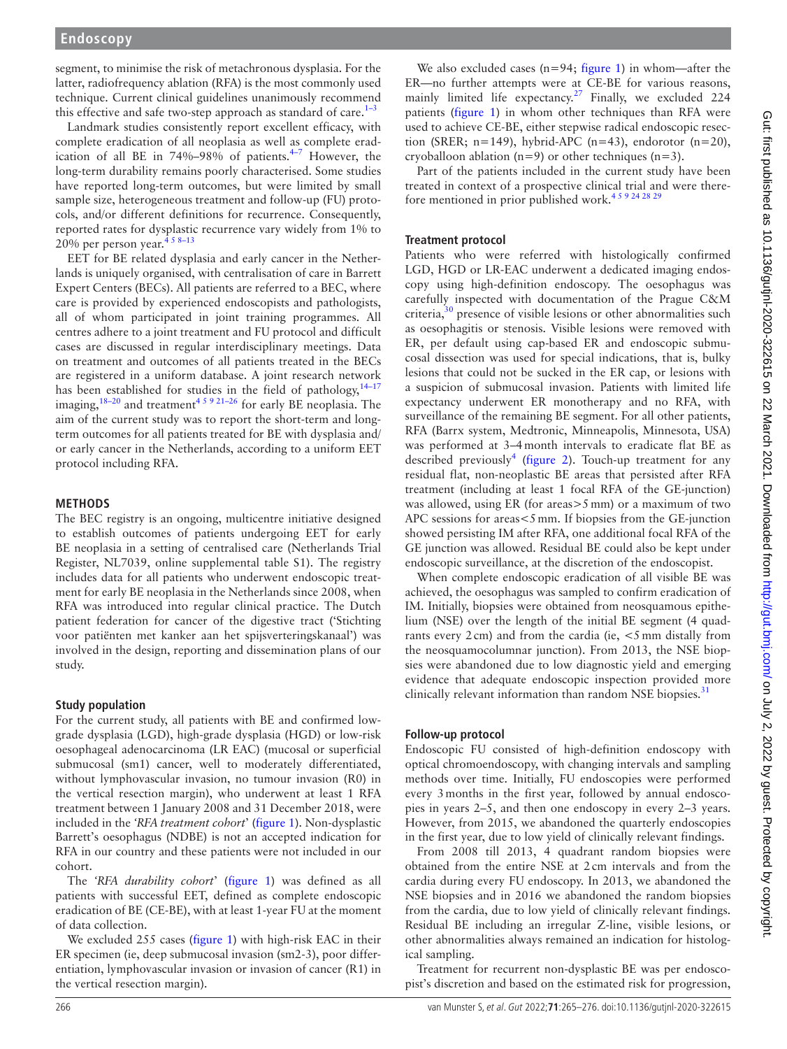segment, to minimise the risk of metachronous dysplasia. For the latter, radiofrequency ablation (RFA) is the most commonly used technique. Current clinical guidelines unanimously recommend this effective and safe two-step approach as standard of care.[1–3]

Landmark studies consistently report excellent efficacy, with complete eradication of all neoplasia as well as complete eradication of all BE in 74%–98% of patients.[4–7] However, the long-term durability remains poorly characterised. Some studies have reported long-term outcomes, but were limited by small sample size, heterogeneous treatment and follow-up (FU) protocols, and/or different definitions for recurrence. Consequently, reported rates for dysplastic recurrence vary widely from 1% to 20% per person year.[4 5 8–13]

EET for BE related dysplasia and early cancer in the Netherlands is uniquely organised, with centralisation of care in Barrett Expert Centers (BECs). All patients are referred to a BEC, where care is provided by experienced endoscopists and pathologists, all of whom participated in joint training programmes. All centres adhere to a joint treatment and FU protocol and difficult cases are discussed in regular interdisciplinary meetings. Data on treatment and outcomes of all patients treated in the BECs are registered in a uniform database. A joint research network has been established for studies in the field of pathology,[14–17] imaging,[18–20] and treatment[4 5 9 21–26] for early BE neoplasia. The aim of the current study was to report the short-term and long-term outcomes for all patients treated for BE with dysplasia and/or early cancer in the Netherlands, according to a uniform EET protocol including RFA.

## METHODS

The BEC registry is an ongoing, multicentre initiative designed to establish outcomes of patients undergoing EET for early BE neoplasia in a setting of centralised care (Netherlands Trial Register, NL7039, online supplemental table S1). The registry includes data for all patients who underwent endoscopic treatment for early BE neoplasia in the Netherlands since 2008, when RFA was introduced into regular clinical practice. The Dutch patient federation for cancer of the digestive tract ('Stichting voor patiënten met kanker aan het spijsverteringskanaal') was involved in the design, reporting and dissemination plans of our study.

### Study population

For the current study, all patients with BE and confirmed low-grade dysplasia (LGD), high-grade dysplasia (HGD) or low-risk oesophageal adenocarcinoma (LR EAC) (mucosal or superficial submucosal (sm1) cancer, well to moderately differentiated, without lymphovascular invasion, no tumour invasion (R0) in the vertical resection margin), who underwent at least 1 RFA treatment between 1 January 2008 and 31 December 2018, were included in the '*RFA treatment cohort*' (figure 1). Non-dysplastic Barrett's oesophagus (NDBE) is not an accepted indication for RFA in our country and these patients were not included in our cohort.

The '*RFA durability cohort*' (figure 1) was defined as all patients with successful EET, defined as complete endoscopic eradication of BE (CE-BE), with at least 1-year FU at the moment of data collection.

We excluded 255 cases (figure 1) with high-risk EAC in their ER specimen (ie, deep submucosal invasion (sm2-3), poor differentiation, lymphovascular invasion or invasion of cancer (R1) in the vertical resection margin).

We also excluded cases (n=94; figure 1) in whom—after the ER—no further attempts were at CE-BE for various reasons, mainly limited life expectancy.[27] Finally, we excluded 224 patients (figure 1) in whom other techniques than RFA were used to achieve CE-BE, either stepwise radical endoscopic resection (SRER; n=149), hybrid-APC (n=43), endorotor (n=20), cryoballoon ablation (n=9) or other techniques (n=3).

Part of the patients included in the current study have been treated in context of a prospective clinical trial and were therefore mentioned in prior published work.[4 5 9 24 28 29]

### Treatment protocol

Patients who were referred with histologically confirmed LGD, HGD or LR-EAC underwent a dedicated imaging endoscopy using high-definition endoscopy. The oesophagus was carefully inspected with documentation of the Prague C&M criteria,[30] presence of visible lesions or other abnormalities such as oesophagitis or stenosis. Visible lesions were removed with ER, per default using cap-based ER and endoscopic submucosal dissection was used for special indications, that is, bulky lesions that could not be sucked in the ER cap, or lesions with a suspicion of submucosal invasion. Patients with limited life expectancy underwent ER monotherapy and no RFA, with surveillance of the remaining BE segment. For all other patients, RFA (Barrx system, Medtronic, Minneapolis, Minnesota, USA) was performed at 3–4 month intervals to eradicate flat BE as described previously[4] (figure 2). Touch-up treatment for any residual flat, non-neoplastic BE areas that persisted after RFA treatment (including at least 1 focal RFA of the GE-junction) was allowed, using ER (for areas>5 mm) or a maximum of two APC sessions for areas<5 mm. If biopsies from the GE-junction showed persisting IM after RFA, one additional focal RFA of the GE junction was allowed. Residual BE could also be kept under endoscopic surveillance, at the discretion of the endoscopist.

When complete endoscopic eradication of all visible BE was achieved, the oesophagus was sampled to confirm eradication of IM. Initially, biopsies were obtained from neosquamous epithelium (NSE) over the length of the initial BE segment (4 quadrants every 2 cm) and from the cardia (ie, <5 mm distally from the neosquamocolumnar junction). From 2013, the NSE biopsies were abandoned due to low diagnostic yield and emerging evidence that adequate endoscopic inspection provided more clinically relevant information than random NSE biopsies.[31]

### Follow-up protocol

Endoscopic FU consisted of high-definition endoscopy with optical chromoendoscopy, with changing intervals and sampling methods over time. Initially, FU endoscopies were performed every 3 months in the first year, followed by annual endoscopies in years 2–5, and then one endoscopy in every 2–3 years. However, from 2015, we abandoned the quarterly endoscopies in the first year, due to low yield of clinically relevant findings.

From 2008 till 2013, 4 quadrant random biopsies were obtained from the entire NSE at 2 cm intervals and from the cardia during every FU endoscopy. In 2013, we abandoned the NSE biopsies and in 2016 we abandoned the random biopsies from the cardia, due to low yield of clinically relevant findings. Residual BE including an irregular Z-line, visible lesions, or other abnormalities always remained an indication for histological sampling.

Treatment for recurrent non-dysplastic BE was per endoscopist's discretion and based on the estimated risk for progression,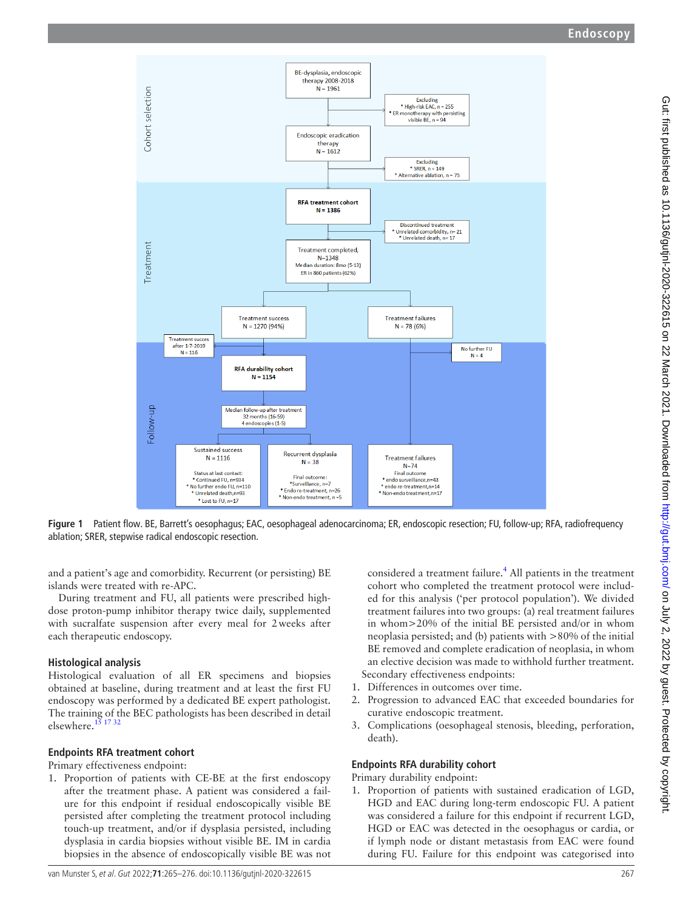Figure 1 Patient flow. BE, Barrett's oesophagus; EAC, oesophageal adenocarcinoma; ER, endoscopic resection; FU, follow-up; RFA, radiofrequency ablation; SRER, stepwise radical endoscopic resection.

and a patient's age and comorbidity. Recurrent (or persisting) BE islands were treated with re-APC.

During treatment and FU, all patients were prescribed high-dose proton-pump inhibitor therapy twice daily, supplemented with sucralfate suspension after every meal for 2 weeks after each therapeutic endoscopy.

### Histological analysis

Histological evaluation of all ER specimens and biopsies obtained at baseline, during treatment and at least the first FU endoscopy was performed by a dedicated BE expert pathologist. The training of the BEC pathologists has been described in detail elsewhere.[15 17 32]

### Endpoints RFA treatment cohort

Primary effectiveness endpoint:

1. Proportion of patients with CE-BE at the first endoscopy after the treatment phase. A patient was considered a failure for this endpoint if residual endoscopically visible BE persisted after completing the treatment protocol including touch-up treatment, and/or if dysplasia persisted, including dysplasia in cardia biopsies without visible BE. IM in cardia biopsies in the absence of endoscopically visible BE was not considered a treatment failure.[4] All patients in the treatment cohort who completed the treatment protocol were included for this analysis ('per protocol population'). We divided treatment failures into two groups: (a) real treatment failures in whom >20% of the initial BE persisted and/or in whom neoplasia persisted; and (b) patients with >80% of the initial BE removed and complete eradication of neoplasia, in whom an elective decision was made to withhold further treatment.

Secondary effectiveness endpoints:

1. Differences in outcomes over time.
2. Progression to advanced EAC that exceeded boundaries for curative endoscopic treatment.
3. Complications (oesophageal stenosis, bleeding, perforation, death).

### Endpoints RFA durability cohort

Primary durability endpoint:

1. Proportion of patients with sustained eradication of LGD, HGD and EAC during long-term endoscopic FU. A patient was considered a failure for this endpoint if recurrent LGD, HGD or EAC was detected in the oesophagus or cardia, or if lymph node or distant metastasis from EAC were found during FU. Failure for this endpoint was categorised into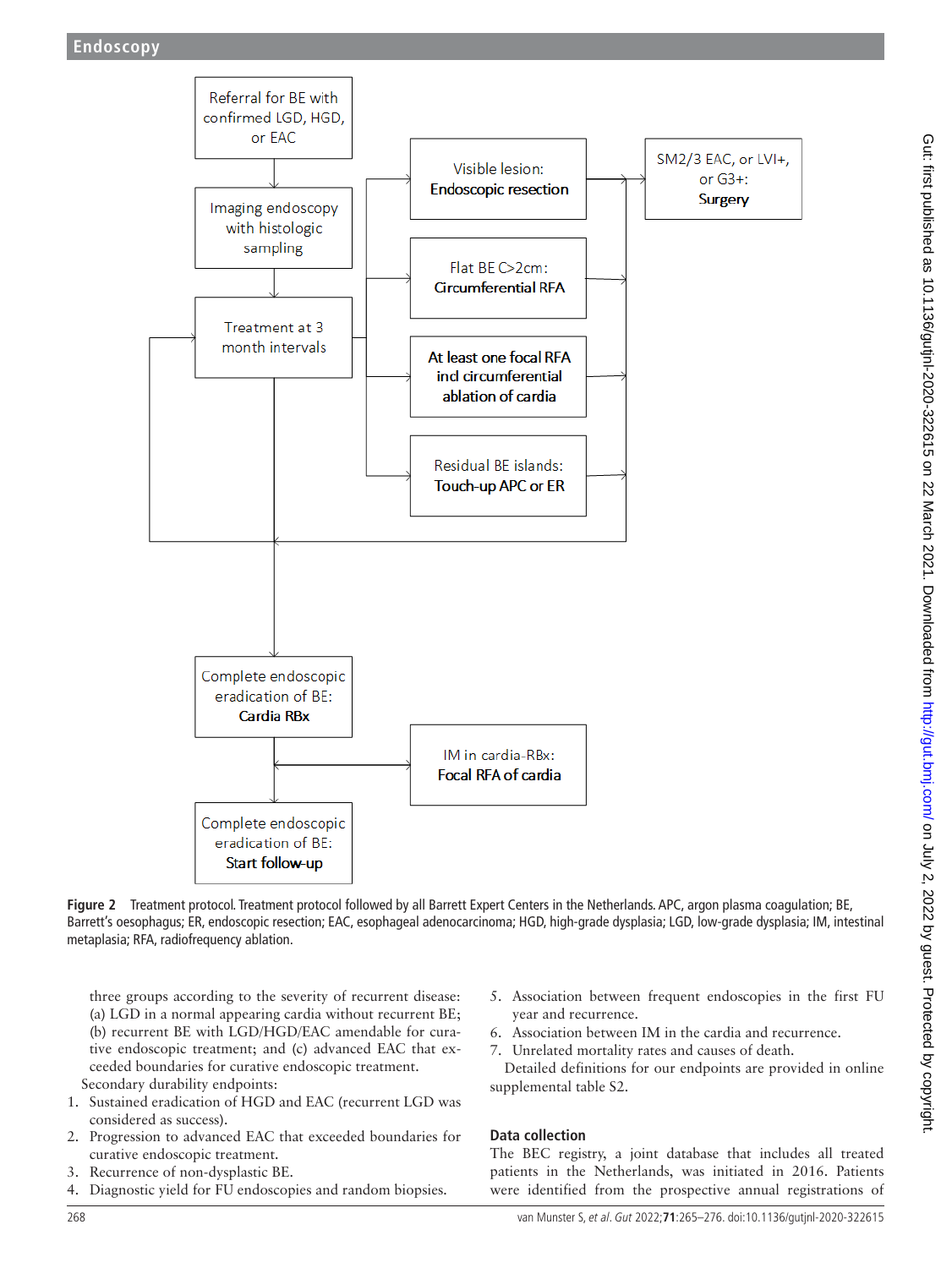Figure 2 Treatment protocol. Treatment protocol followed by all Barrett Expert Centers in the Netherlands. APC, argon plasma coagulation; BE, Barrett's oesophagus; ER, endoscopic resection; EAC, esophageal adenocarcinoma; HGD, high-grade dysplasia; LGD, low-grade dysplasia; IM, intestinal metaplasia; RFA, radiofrequency ablation.

three groups according to the severity of recurrent disease: (a) LGD in a normal appearing cardia without recurrent BE; (b) recurrent BE with LGD/HGD/EAC amendable for curative endoscopic treatment; and (c) advanced EAC that exceeded boundaries for curative endoscopic treatment.

Secondary durability endpoints:

1. Sustained eradication of HGD and EAC (recurrent LGD was considered as success).
2. Progression to advanced EAC that exceeded boundaries for curative endoscopic treatment.
3. Recurrence of non-dysplastic BE.
4. Diagnostic yield for FU endoscopies and random biopsies.
5. Association between frequent endoscopies in the first FU year and recurrence.
6. Association between IM in the cardia and recurrence.
7. Unrelated mortality rates and causes of death.

Detailed definitions for our endpoints are provided in online supplemental table S2.

## Data collection

The BEC registry, a joint database that includes all treated patients in the Netherlands, was initiated in 2016. Patients were identified from the prospective annual registrations of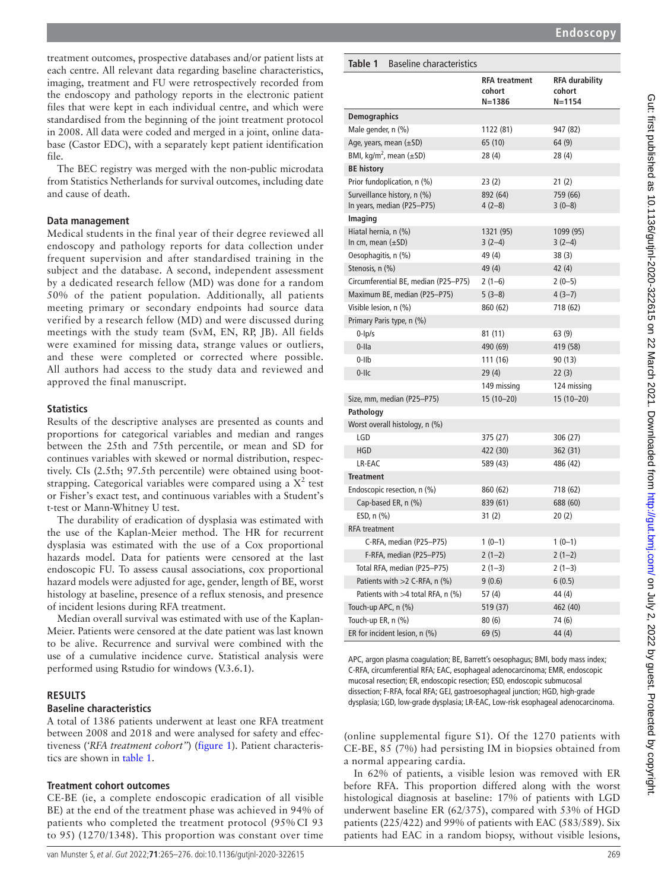treatment outcomes, prospective databases and/or patient lists at each centre. All relevant data regarding baseline characteristics, imaging, treatment and FU were retrospectively recorded from the endoscopy and pathology reports in the electronic patient files that were kept in each individual centre, and which were standardised from the beginning of the joint treatment protocol in 2008. All data were coded and merged in a joint, online database (Castor EDC), with a separately kept patient identification file.

The BEC registry was merged with the non-public microdata from Statistics Netherlands for survival outcomes, including date and cause of death.

### Data management

Medical students in the final year of their degree reviewed all endoscopy and pathology reports for data collection under frequent supervision and after standardised training in the subject and the database. A second, independent assessment by a dedicated research fellow (MD) was done for a random 50% of the patient population. Additionally, all patients meeting primary or secondary endpoints had source data verified by a research fellow (MD) and were discussed during meetings with the study team (SvM, EN, RP, JB). All fields were examined for missing data, strange values or outliers, and these were completed or corrected where possible. All authors had access to the study data and reviewed and approved the final manuscript.

### Statistics

Results of the descriptive analyses are presented as counts and proportions for categorical variables and median and ranges between the 25th and 75th percentile, or mean and SD for continues variables with skewed or normal distribution, respectively. CIs (2.5th; 97.5th percentile) were obtained using bootstrapping. Categorical variables were compared using a $X^2$ test or Fisher's exact test, and continuous variables with a Student's t-test or Mann-Whitney U test.

The durability of eradication of dysplasia was estimated with the use of the Kaplan-Meier method. The HR for recurrent dysplasia was estimated with the use of a Cox proportional hazards model. Data for patients were censored at the last endoscopic FU. To assess causal associations, cox proportional hazard models were adjusted for age, gender, length of BE, worst histology at baseline, presence of a reflux stenosis, and presence of incident lesions during RFA treatment.

Median overall survival was estimated with use of the Kaplan-Meier. Patients were censored at the date patient was last known to be alive. Recurrence and survival were combined with the use of a cumulative incidence curve. Statistical analysis were performed using Rstudio for windows (V.3.6.1).

## RESULTS

### Baseline characteristics

A total of 1386 patients underwent at least one RFA treatment between 2008 and 2018 and were analysed for safety and effectiveness (*'RFA treatment cohort'*) (figure 1). Patient characteristics are shown in table 1.

### Treatment cohort outcomes

CE-BE (ie, a complete endoscopic eradication of all visible BE) at the end of the treatment phase was achieved in 94% of patients who completed the treatment protocol (95% CI 93 to 95) (1270/1348). This proportion was constant over time (online supplemental figure S1). Of the 1270 patients with CE-BE, 85 (7%) had persisting IM in biopsies obtained from a normal appearing cardia.

In 62% of patients, a visible lesion was removed with ER before RFA. This proportion differed along with the worst histological diagnosis at baseline: 17% of patients with LGD underwent baseline ER (62/375), compared with 53% of HGD patients (225/422) and 99% of patients with EAC (583/589). Six patients had EAC in a random biopsy, without visible lesions,

**Table 1** Baseline characteristics

| | RFA treatment cohort N=1386 | RFA durability cohort N=1154 |
|---|---|---|
| **Demographics** | | |
| Male gender, n (%) | 1122 (81) | 947 (82) |
| Age, years, mean (±SD) | 65 (10) | 64 (9) |
| BMI, kg/m$^2$, mean (±SD) | 28 (4) | 28 (4) |
| **BE history** | | |
| Prior fundoplication, n (%) | 23 (2) | 21 (2) |
| Surveillance history, n (%)<br>In years, median (P25–P75) | 892 (64)<br>4 (2–8) | 759 (66)<br>3 (0–8) |
| **Imaging** | | |
| Hiatal hernia, n (%)<br>In cm, mean (±SD) | 1321 (95)<br>3 (2–4) | 1099 (95)<br>3 (2–4) |
| Oesophagitis, n (%) | 49 (4) | 38 (3) |
| Stenosis, n (%) | 49 (4) | 42 (4) |
| Circumferential BE, median (P25–P75) | 2 (1–6) | 2 (0–5) |
| Maximum BE, median (P25–P75) | 5 (3–8) | 4 (3–7) |
| Visible lesion, n (%) | 860 (62) | 718 (62) |
| Primary Paris type, n (%) | | |
| 0-Ip/s | 81 (11) | 63 (9) |
| 0-IIa | 490 (69) | 419 (58) |
| 0-IIb | 111 (16) | 90 (13) |
| 0-IIc | 29 (4) | 22 (3) |
| | 149 missing | 124 missing |
| Size, mm, median (P25–P75) | 15 (10–20) | 15 (10–20) |
| **Pathology** | | |
| Worst overall histology, n (%) | | |
| LGD | 375 (27) | 306 (27) |
| HGD | 422 (30) | 362 (31) |
| LR-EAC | 589 (43) | 486 (42) |
| **Treatment** | | |
| Endoscopic resection, n (%) | 860 (62) | 718 (62) |
| Cap-based ER, n (%) | 839 (61) | 688 (60) |
| ESD, n (%) | 31 (2) | 20 (2) |
| RFA treatment | | |
| C-RFA, median (P25–P75) | 1 (0–1) | 1 (0–1) |
| F-RFA, median (P25–P75) | 2 (1–2) | 2 (1–2) |
| Total RFA, median (P25–P75) | 2 (1–3) | 2 (1–3) |
| Patients with >2 C-RFA, n (%) | 9 (0.6) | 6 (0.5) |
| Patients with >4 total RFA, n (%) | 57 (4) | 44 (4) |
| Touch-up APC, n (%) | 519 (37) | 462 (40) |
| Touch-up ER, n (%) | 80 (6) | 74 (6) |
| ER for incident lesion, n (%) | 69 (5) | 44 (4) |

APC, argon plasma coagulation; BE, Barrett's oesophagus; BMI, body mass index; C-RFA, circumferential RFA; EAC, esophageal adenocarcinoma; EMR, endoscopic mucosal resection; ER, endoscopic resection; ESD, endoscopic submucosal dissection; F-RFA, focal RFA; GEJ, gastroesophageal junction; HGD, high-grade dysplasia; LGD, low-grade dysplasia; LR-EAC, Low-risk esophageal adenocarcinoma.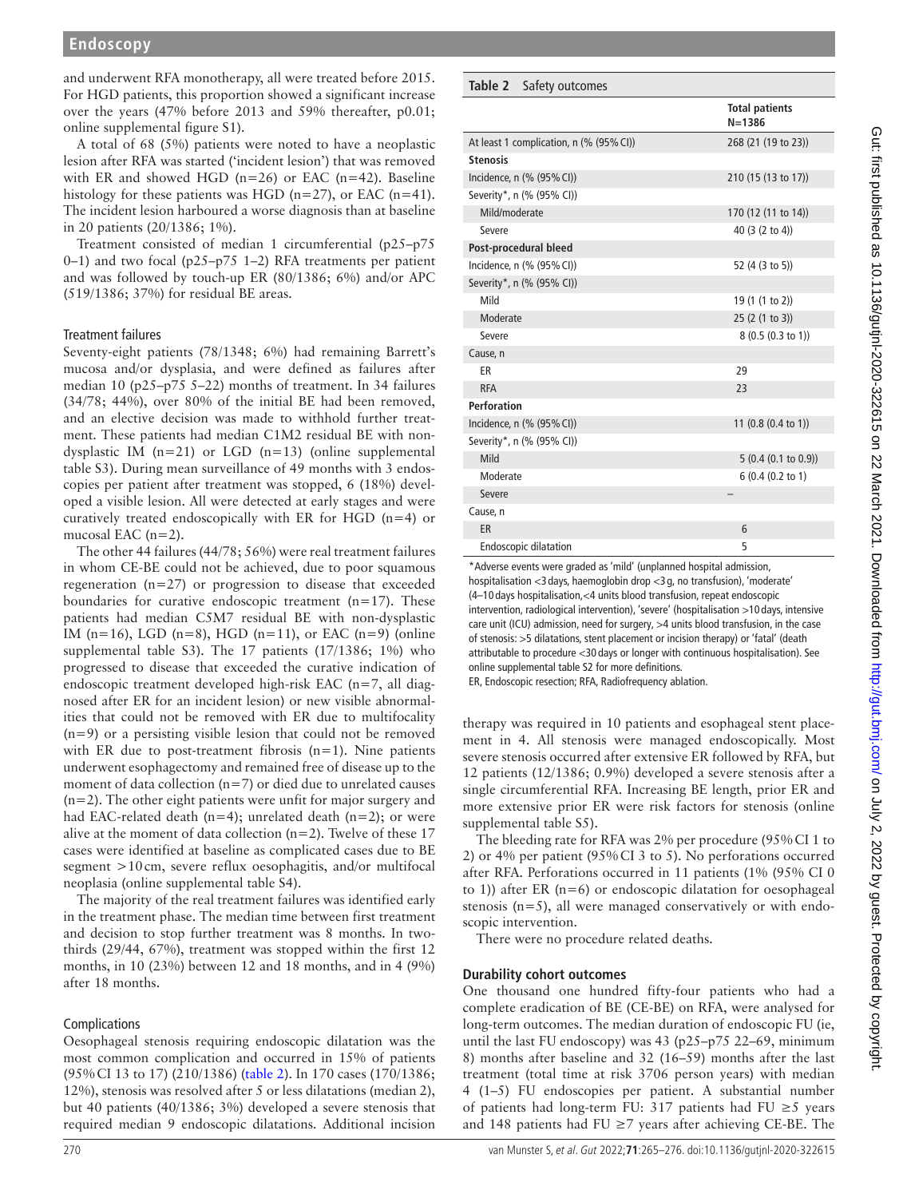and underwent RFA monotherapy, all were treated before 2015. For HGD patients, this proportion showed a significant increase over the years (47% before 2013 and 59% thereafter, p0.01; online supplemental figure S1).

A total of 68 (5%) patients were noted to have a neoplastic lesion after RFA was started ('incident lesion') that was removed with ER and showed HGD (n=26) or EAC (n=42). Baseline histology for these patients was HGD (n=27), or EAC (n=41). The incident lesion harboured a worse diagnosis than at baseline in 20 patients (20/1386; 1%).

Treatment consisted of median 1 circumferential (p25–p75 0–1) and two focal (p25–p75 1–2) RFA treatments per patient and was followed by touch-up ER (80/1386; 6%) and/or APC (519/1386; 37%) for residual BE areas.

### Treatment failures

Seventy-eight patients (78/1348; 6%) had remaining Barrett's mucosa and/or dysplasia, and were defined as failures after median 10 (p25–p75 5–22) months of treatment. In 34 failures (34/78; 44%), over 80% of the initial BE had been removed, and an elective decision was made to withhold further treatment. These patients had median C1M2 residual BE with non-dysplastic IM (n=21) or LGD (n=13) (online supplemental table S3). During mean surveillance of 49 months with 3 endoscopies per patient after treatment was stopped, 6 (18%) developed a visible lesion. All were detected at early stages and were curatively treated endoscopically with ER for HGD (n=4) or mucosal EAC (n=2).

The other 44 failures (44/78; 56%) were real treatment failures in whom CE-BE could not be achieved, due to poor squamous regeneration (n=27) or progression to disease that exceeded boundaries for curative endoscopic treatment (n=17). These patients had median C5M7 residual BE with non-dysplastic IM (n=16), LGD (n=8), HGD (n=11), or EAC (n=9) (online supplemental table S3). The 17 patients (17/1386; 1%) who progressed to disease that exceeded the curative indication of endoscopic treatment developed high-risk EAC (n=7, all diagnosed after ER for an incident lesion) or new visible abnormalities that could not be removed with ER due to multifocality (n=9) or a persisting visible lesion that could not be removed with ER due to post-treatment fibrosis (n=1). Nine patients underwent esophagectomy and remained free of disease up to the moment of data collection (n=7) or died due to unrelated causes (n=2). The other eight patients were unfit for major surgery and had EAC-related death (n=4); unrelated death (n=2); or were alive at the moment of data collection (n=2). Twelve of these 17 cases were identified at baseline as complicated cases due to BE segment >10 cm, severe reflux oesophagitis, and/or multifocal neoplasia (online supplemental table S4).

The majority of the real treatment failures was identified early in the treatment phase. The median time between first treatment and decision to stop further treatment was 8 months. In two-thirds (29/44, 67%), treatment was stopped within the first 12 months, in 10 (23%) between 12 and 18 months, and in 4 (9%) after 18 months.

### Complications

Oesophageal stenosis requiring endoscopic dilatation was the most common complication and occurred in 15% of patients (95% CI 13 to 17) (210/1386) (table 2). In 170 cases (170/1386; 12%), stenosis was resolved after 5 or less dilatations (median 2), but 40 patients (40/1386; 3%) developed a severe stenosis that required median 9 endoscopic dilatations. Additional incision therapy was required in 10 patients and esophageal stent placement in 4. All stenosis were managed endoscopically. Most severe stenosis occurred after extensive ER followed by RFA, but 12 patients (12/1386; 0.9%) developed a severe stenosis after a single circumferential RFA. Increasing BE length, prior ER and more extensive prior ER were risk factors for stenosis (online supplemental table S5).

The bleeding rate for RFA was 2% per procedure (95% CI 1 to 2) or 4% per patient (95% CI 3 to 5). No perforations occurred after RFA. Perforations occurred in 11 patients (1% (95% CI 0 to 1)) after ER (n=6) or endoscopic dilatation for oesophageal stenosis (n=5), all were managed conservatively or with endoscopic intervention.

There were no procedure related deaths.

**Table 2** Safety outcomes

| | Total patients N=1386 |
|---|---|
| At least 1 complication, n (% (95% CI)) | 268 (21 (19 to 23)) |
| **Stenosis** | |
| Incidence, n (% (95% CI)) | 210 (15 (13 to 17)) |
| Severity*, n (% (95% CI)) | |
| Mild/moderate | 170 (12 (11 to 14)) |
| Severe | 40 (3 (2 to 4)) |
| **Post-procedural bleed** | |
| Incidence, n (% (95% CI)) | 52 (4 (3 to 5)) |
| Severity*, n (% (95% CI)) | |
| Mild | 19 (1 (1 to 2)) |
| Moderate | 25 (2 (1 to 3)) |
| Severe | 8 (0.5 (0.3 to 1)) |
| Cause, n | |
| ER | 29 |
| RFA | 23 |
| **Perforation** | |
| Incidence, n (% (95% CI)) | 11 (0.8 (0.4 to 1)) |
| Severity*, n (% (95% CI)) | |
| Mild | 5 (0.4 (0.1 to 0.9)) |
| Moderate | 6 (0.4 (0.2 to 1) |
| Severe | – |
| Cause, n | |
| ER | 6 |
| Endoscopic dilatation | 5 |

*Adverse events were graded as 'mild' (unplanned hospital admission, hospitalisation <3 days, haemoglobin drop <3 g, no transfusion), 'moderate' (4–10 days hospitalisation,<4 units blood transfusion, repeat endoscopic intervention, radiological intervention), 'severe' (hospitalisation >10 days, intensive care unit (ICU) admission, need for surgery, >4 units blood transfusion, in the case of stenosis: >5 dilatations, stent placement or incision therapy) or 'fatal' (death attributable to procedure <30 days or longer with continuous hospitalisation). See online supplemental table S2 for more definitions.
ER, Endoscopic resection; RFA, Radiofrequency ablation.

### Durability cohort outcomes

One thousand one hundred fifty-four patients who had a complete eradication of BE (CE-BE) on RFA, were analysed for long-term outcomes. The median duration of endoscopic FU (ie, until the last FU endoscopy) was 43 (p25–p75 22–69, minimum 8) months after baseline and 32 (16–59) months after the last treatment (total time at risk 3706 person years) with median 4 (1–5) FU endoscopies per patient. A substantial number of patients had long-term FU: 317 patients had FU ≥5 years and 148 patients had FU ≥7 years after achieving CE-BE. The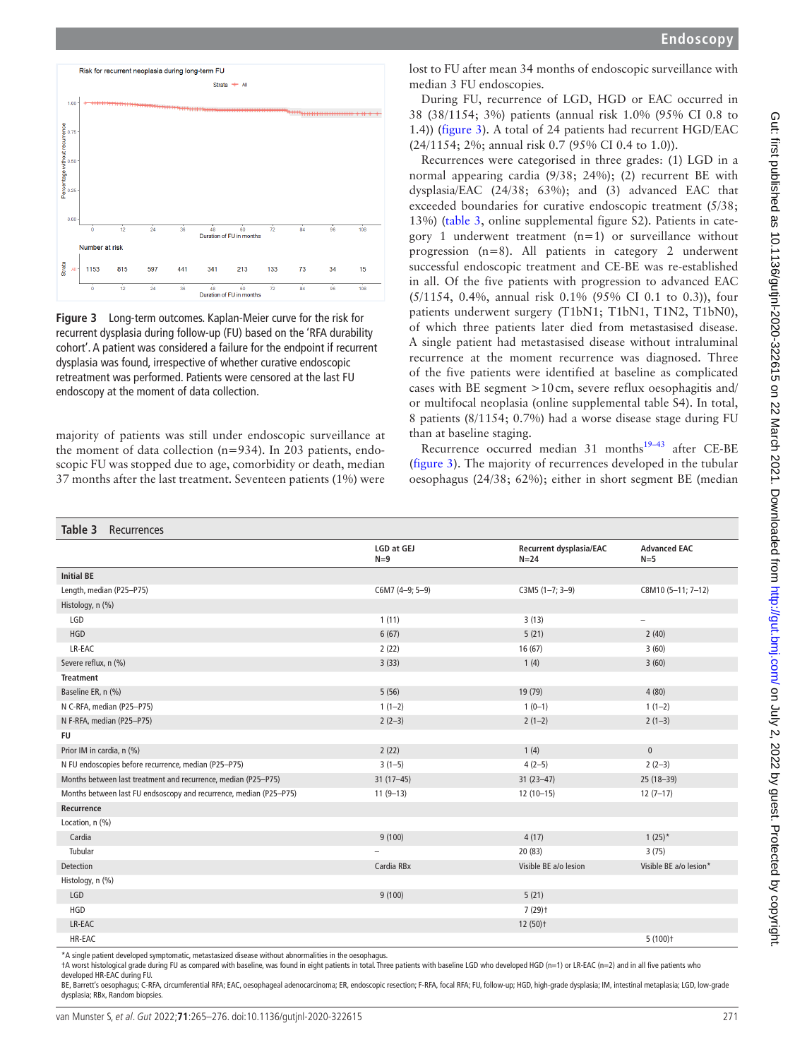Figure 3 Long-term outcomes. Kaplan-Meier curve for the risk for recurrent dysplasia during follow-up (FU) based on the 'RFA durability cohort'. A patient was considered a failure for the endpoint if recurrent dysplasia was found, irrespective of whether curative endoscopic retreatment was performed. Patients were censored at the last FU endoscopy at the moment of data collection.

majority of patients was still under endoscopic surveillance at the moment of data collection (n=934). In 203 patients, endoscopic FU was stopped due to age, comorbidity or death, median 37 months after the last treatment. Seventeen patients (1%) were lost to FU after mean 34 months of endoscopic surveillance with median 3 FU endoscopies.

During FU, recurrence of LGD, HGD or EAC occurred in 38 (38/1154; 3%) patients (annual risk 1.0% (95% CI 0.8 to 1.4)) (figure 3). A total of 24 patients had recurrent HGD/EAC (24/1154; 2%; annual risk 0.7 (95% CI 0.4 to 1.0)).

Recurrences were categorised in three grades: (1) LGD in a normal appearing cardia (9/38; 24%); (2) recurrent BE with dysplasia/EAC (24/38; 63%); and (3) advanced EAC that exceeded boundaries for curative endoscopic treatment (5/38; 13%) (table 3, online supplemental figure S2). Patients in category 1 underwent treatment (n=1) or surveillance without progression (n=8). All patients in category 2 underwent successful endoscopic treatment and CE-BE was re-established in all. Of the five patients with progression to advanced EAC (5/1154, 0.4%, annual risk 0.1% (95% CI 0.1 to 0.3)), four patients underwent surgery (T1bN1; T1bN1, T1N2, T1bN0), of which three patients later died from metastasised disease. A single patient had metastasised disease without intraluminal recurrence at the moment recurrence was diagnosed. Three of the five patients were identified at baseline as complicated cases with BE segment >10 cm, severe reflux oesophagitis and/or multifocal neoplasia (online supplemental table S4). In total, 8 patients (8/1154; 0.7%) had a worse disease stage during FU than at baseline staging.

Recurrence occurred median 31 months[19–43] after CE-BE (figure 3). The majority of recurrences developed in the tubular oesophagus (24/38; 62%); either in short segment BE (median

**Table 3** Recurrences

| | LGD at GEJ N=9 | Recurrent dysplasia/EAC N=24 | Advanced EAC N=5 |
|---|---|---|---|
| **Initial BE** | | | |
| Length, median (P25–P75) | C6M7 (4–9; 5–9) | C3M5 (1–7; 3–9) | C8M10 (5–11; 7–12) |
| Histology, n (%) | | | |
| LGD | 1 (11) | 3 (13) | – |
| HGD | 6 (67) | 5 (21) | 2 (40) |
| LR-EAC | 2 (22) | 16 (67) | 3 (60) |
| Severe reflux, n (%) | 3 (33) | 1 (4) | 3 (60) |
| **Treatment** | | | |
| Baseline ER, n (%) | 5 (56) | 19 (79) | 4 (80) |
| N C-RFA, median (P25–P75) | 1 (1–2) | 1 (0–1) | 1 (1–2) |
| N F-RFA, median (P25–P75) | 2 (2–3) | 2 (1–2) | 2 (1–3) |
| **FU** | | | |
| Prior IM in cardia, n (%) | 2 (22) | 1 (4) | 0 |
| N FU endoscopies before recurrence, median (P25–P75) | 3 (1–5) | 4 (2–5) | 2 (2–3) |
| Months between last treatment and recurrence, median (P25–P75) | 31 (17–45) | 31 (23–47) | 25 (18–39) |
| Months between last FU endsoscopy and recurrence, median (P25–P75) | 11 (9–13) | 12 (10–15) | 12 (7–17) |
| **Recurrence** | | | |
| Location, n (%) | | | |
| Cardia | 9 (100) | 4 (17) | 1 (25)* |
| Tubular | – | 20 (83) | 3 (75) |
| Detection | Cardia RBx | Visible BE a/o lesion | Visible BE a/o lesion* |
| Histology, n (%) | | | |
| LGD | 9 (100) | 5 (21) | |
| HGD | | 7 (29)† | |
| LR-EAC | | 12 (50)† | |
| HR-EAC | | | 5 (100)† |

*A single patient developed symptomatic, metastasized disease without abnormalities in the oesophagus.
†A worst histological grade during FU as compared with baseline, was found in eight patients in total. Three patients with baseline LGD who developed HGD (n=1) or LR-EAC (n=2) and in all five patients who developed HR-EAC during FU.
BE, Barrett's oesophagus; C-RFA, circumferential RFA; EAC, oesophageal adenocarcinoma; ER, endoscopic resection; F-RFA, focal RFA; FU, follow-up; HGD, high-grade dysplasia; IM, intestinal metaplasia; LGD, low-grade dysplasia; RBx, Random biopsies.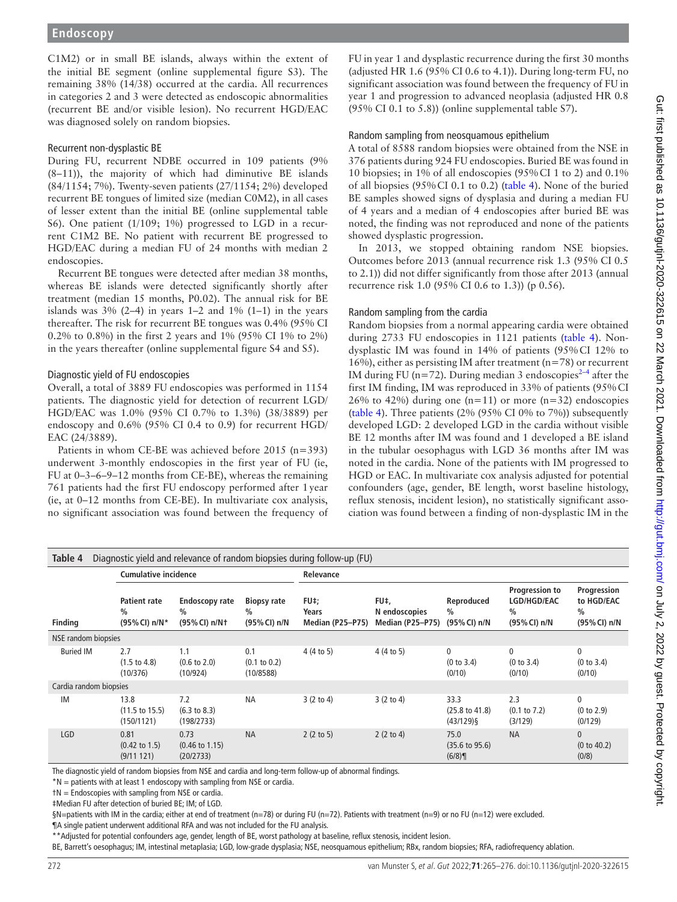C1M2) or in small BE islands, always within the extent of the initial BE segment (online supplemental figure S3). The remaining 38% (14/38) occurred at the cardia. All recurrences in categories 2 and 3 were detected as endoscopic abnormalities (recurrent BE and/or visible lesion). No recurrent HGD/EAC was diagnosed solely on random biopsies.

### Recurrent non-dysplastic BE

During FU, recurrent NDBE occurred in 109 patients (9% (8–11)), the majority of which had diminutive BE islands (84/1154; 7%). Twenty-seven patients (27/1154; 2%) developed recurrent BE tongues of limited size (median C0M2), in all cases of lesser extent than the initial BE (online supplemental table S6). One patient (1/109; 1%) progressed to LGD in a recurrent C1M2 BE. No patient with recurrent BE progressed to HGD/EAC during a median FU of 24 months with median 2 endoscopies.

Recurrent BE tongues were detected after median 38 months, whereas BE islands were detected significantly shortly after treatment (median 15 months, P0.02). The annual risk for BE islands was 3% (2–4) in years 1–2 and 1% (1–1) in the years thereafter. The risk for recurrent BE tongues was 0.4% (95% CI 0.2% to 0.8%) in the first 2 years and 1% (95% CI 1% to 2%) in the years thereafter (online supplemental figure S4 and S5).

### Diagnostic yield of FU endoscopies

Overall, a total of 3889 FU endoscopies was performed in 1154 patients. The diagnostic yield for detection of recurrent LGD/HGD/EAC was 1.0% (95% CI 0.7% to 1.3%) (38/3889) per endoscopy and 0.6% (95% CI 0.4 to 0.9) for recurrent HGD/EAC (24/3889).

Patients in whom CE-BE was achieved before 2015 (n=393) underwent 3-monthly endoscopies in the first year of FU (ie, FU at 0–3–6–9–12 months from CE-BE), whereas the remaining 761 patients had the first FU endoscopy performed after 1 year (ie, at 0–12 months from CE-BE). In multivariate cox analysis, no significant association was found between the frequency of FU in year 1 and dysplastic recurrence during the first 30 months (adjusted HR 1.6 (95% CI 0.6 to 4.1)). During long-term FU, no significant association was found between the frequency of FU in year 1 and progression to advanced neoplasia (adjusted HR 0.8 (95% CI 0.1 to 5.8)) (online supplemental table S7).

### Random sampling from neosquamous epithelium

A total of 8588 random biopsies were obtained from the NSE in 376 patients during 924 FU endoscopies. Buried BE was found in 10 biopsies; in 1% of all endoscopies (95% CI 1 to 2) and 0.1% of all biopsies (95% CI 0.1 to 0.2) (table 4). None of the buried BE samples showed signs of dysplasia and during a median FU of 4 years and a median of 4 endoscopies after buried BE was noted, the finding was not reproduced and none of the patients showed dysplastic progression.

In 2013, we stopped obtaining random NSE biopsies. Outcomes before 2013 (annual recurrence risk 1.3 (95% CI 0.5 to 2.1)) did not differ significantly from those after 2013 (annual recurrence risk 1.0 (95% CI 0.6 to 1.3)) (p 0.56).

### Random sampling from the cardia

Random biopsies from a normal appearing cardia were obtained during 2733 FU endoscopies in 1121 patients (table 4). Non-dysplastic IM was found in 14% of patients (95% CI 12% to 16%), either as persisting IM after treatment (n=78) or recurrent IM during FU (n=72). During median 3 endoscopies[2–4] after the first IM finding, IM was reproduced in 33% of patients (95% CI 26% to 42%) during one (n=11) or more (n=32) endoscopies (table 4). Three patients (2% (95% CI 0% to 7%)) subsequently developed LGD: 2 developed LGD in the cardia without visible BE 12 months after IM was found and 1 developed a BE island in the tubular oesophagus with LGD 36 months after IM was noted in the cardia. None of the patients with IM progressed to HGD or EAC. In multivariate cox analysis adjusted for potential confounders (age, gender, BE length, worst baseline histology, reflux stenosis, incident lesion), no statistically significant association was found between a finding of non-dysplastic IM in the

**Table 4** Diagnostic yield and relevance of random biopsies during follow-up (FU)

| | Cumulative incidence | | | Relevance | | | | |
|---|---|---|---|---|---|---|---|---|
| Finding | Patient rate % (95% CI) n/N* | Endoscopy rate % (95% CI) n/N† | Biopsy rate % (95% CI) n/N | FU‡; Years Median (P25–P75) | FU‡, N endoscopies Median (P25–P75) | Reproduced % (95% CI) n/N | Progression to LGD/HGD/EAC % (95% CI) n/N | Progression to HGD/EAC % (95% CI) n/N |
| **NSE random biopsies** | | | | | | | | |
| Buried IM | 2.7 (1.5 to 4.8) (10/376) | 1.1 (0.6 to 2.0) (10/924) | 0.1 (0.1 to 0.2) (10/8588) | 4 (4 to 5) | 4 (4 to 5) | 0 (0 to 3.4) (0/10) | 0 (0 to 3.4) (0/10) | 0 (0 to 3.4) (0/10) |
| **Cardia random biopsies** | | | | | | | | |
| IM | 13.8 (11.5 to 15.5) (150/1121) | 7.2 (6.3 to 8.3) (198/2733) | NA | 3 (2 to 4) | 3 (2 to 4) | 33.3 (25.8 to 41.8) (43/129)§ | 2.3 (0.1 to 7.2) (3/129) | 0 (0 to 2.9) (0/129) |
| LGD | 0.81 (0.42 to 1.5) (9/11 121) | 0.73 (0.46 to 1.15) (20/2733) | NA | 2 (2 to 5) | 2 (2 to 4) | 75.0 (35.6 to 95.6) (6/8)¶ | NA | 0 (0 to 40.2) (0/8) |

The diagnostic yield of random biopsies from NSE and cardia and long-term follow-up of abnormal findings.

*N = patients with at least 1 endoscopy with sampling from NSE or cardia.

†N = Endoscopies with sampling from NSE or cardia.

‡Median FU after detection of buried BE; IM; of LGD.

§N=patients with IM in the cardia; either at end of treatment (n=78) or during FU (n=72). Patients with treatment (n=9) or no FU (n=12) were excluded.

¶A single patient underwent additional RFA and was not included for the FU analysis.

**Adjusted for potential confounders age, gender, length of BE, worst pathology at baseline, reflux stenosis, incident lesion.

BE, Barrett's oesophagus; IM, intestinal metaplasia; LGD, low-grade dysplasia; NSE, neosquamous epithelium; RBx, random biopsies; RFA, radiofrequency ablation.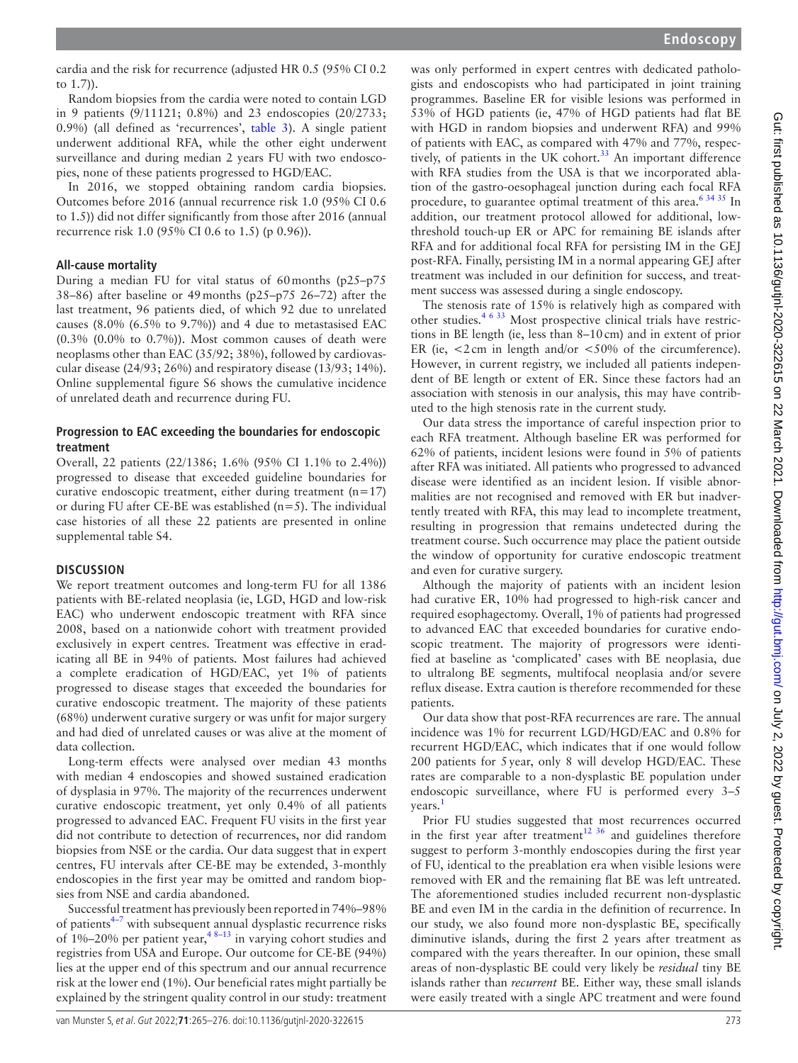cardia and the risk for recurrence (adjusted HR 0.5 (95% CI 0.2 to 1.7)).

Random biopsies from the cardia were noted to contain LGD in 9 patients (9/11121; 0.8%) and 23 endoscopies (20/2733; 0.9%) (all defined as 'recurrences', table 3). A single patient underwent additional RFA, while the other eight underwent surveillance and during median 2 years FU with two endoscopies, none of these patients progressed to HGD/EAC.

In 2016, we stopped obtaining random cardia biopsies. Outcomes before 2016 (annual recurrence risk 1.0 (95% CI 0.6 to 1.5)) did not differ significantly from those after 2016 (annual recurrence risk 1.0 (95% CI 0.6 to 1.5) (p 0.96)).

### All-cause mortality

During a median FU for vital status of 60 months (p25–p75 38–86) after baseline or 49 months (p25–p75 26–72) after the last treatment, 96 patients died, of which 92 due to unrelated causes (8.0% (6.5% to 9.7%)) and 4 due to metastasised EAC (0.3% (0.0% to 0.7%)). Most common causes of death were neoplasms other than EAC (35/92; 38%), followed by cardiovascular disease (24/93; 26%) and respiratory disease (13/93; 14%). Online supplemental figure S6 shows the cumulative incidence of unrelated death and recurrence during FU.

### Progression to EAC exceeding the boundaries for endoscopic treatment

Overall, 22 patients (22/1386; 1.6% (95% CI 1.1% to 2.4%)) progressed to disease that exceeded guideline boundaries for curative endoscopic treatment, either during treatment (n=17) or during FU after CE-BE was established (n=5). The individual case histories of all these 22 patients are presented in online supplemental table S4.

## DISCUSSION

We report treatment outcomes and long-term FU for all 1386 patients with BE-related neoplasia (ie, LGD, HGD and low-risk EAC) who underwent endoscopic treatment with RFA since 2008, based on a nationwide cohort with treatment provided exclusively in expert centres. Treatment was effective in eradicating all BE in 94% of patients. Most failures had achieved a complete eradication of HGD/EAC, yet 1% of patients progressed to disease stages that exceeded the boundaries for curative endoscopic treatment. The majority of these patients (68%) underwent curative surgery or was unfit for major surgery and had died of unrelated causes or was alive at the moment of data collection.

Long-term effects were analysed over median 43 months with median 4 endoscopies and showed sustained eradication of dysplasia in 97%. The majority of the recurrences underwent curative endoscopic treatment, yet only 0.4% of all patients progressed to advanced EAC. Frequent FU visits in the first year did not contribute to detection of recurrences, nor did random biopsies from NSE or the cardia. Our data suggest that in expert centres, FU intervals after CE-BE may be extended, 3-monthly endoscopies in the first year may be omitted and random biopsies from NSE and cardia abandoned.

Successful treatment has previously been reported in 74%–98% of patients[4–7] with subsequent annual dysplastic recurrence risks of 1%–20% per patient year,[4 8–13] in varying cohort studies and registries from USA and Europe. Our outcome for CE-BE (94%) lies at the upper end of this spectrum and our annual recurrence risk at the lower end (1%). Our beneficial rates might partially be explained by the stringent quality control in our study: treatment was only performed in expert centres with dedicated pathologists and endoscopists who had participated in joint training programmes. Baseline ER for visible lesions was performed in 53% of HGD patients (ie, 47% of HGD patients had flat BE with HGD in random biopsies and underwent RFA) and 99% of patients with EAC, as compared with 47% and 77%, respectively, of patients in the UK cohort.[33] An important difference with RFA studies from the USA is that we incorporated ablation of the gastro-oesophageal junction during each focal RFA procedure, to guarantee optimal treatment of this area.[6 34 35] In addition, our treatment protocol allowed for additional, low-threshold touch-up ER or APC for remaining BE islands after RFA and for additional focal RFA for persisting IM in the GEJ post-RFA. Finally, persisting IM in a normal appearing GEJ after treatment was included in our definition for success, and treatment success was assessed during a single endoscopy.

The stenosis rate of 15% is relatively high as compared with other studies.[4 6 33] Most prospective clinical trials have restrictions in BE length (ie, less than 8–10 cm) and in extent of prior ER (ie, <2 cm in length and/or <50% of the circumference). However, in current registry, we included all patients independent of BE length or extent of ER. Since these factors had an association with stenosis in our analysis, this may have contributed to the high stenosis rate in the current study.

Our data stress the importance of careful inspection prior to each RFA treatment. Although baseline ER was performed for 62% of patients, incident lesions were found in 5% of patients after RFA was initiated. All patients who progressed to advanced disease were identified as an incident lesion. If visible abnormalities are not recognised and removed with ER but inadvertently treated with RFA, this may lead to incomplete treatment, resulting in progression that remains undetected during the treatment course. Such occurrence may place the patient outside the window of opportunity for curative endoscopic treatment and even for curative surgery.

Although the majority of patients with an incident lesion had curative ER, 10% had progressed to high-risk cancer and required esophagectomy. Overall, 1% of patients had progressed to advanced EAC that exceeded boundaries for curative endoscopic treatment. The majority of progressors were identified at baseline as 'complicated' cases with BE neoplasia, due to ultralong BE segments, multifocal neoplasia and/or severe reflux disease. Extra caution is therefore recommended for these patients.

Our data show that post-RFA recurrences are rare. The annual incidence was 1% for recurrent LGD/HGD/EAC and 0.8% for recurrent HGD/EAC, which indicates that if one would follow 200 patients for 5 year, only 8 will develop HGD/EAC. These rates are comparable to a non-dysplastic BE population under endoscopic surveillance, where FU is performed every 3–5 years.[1]

Prior FU studies suggested that most recurrences occurred in the first year after treatment[12 36] and guidelines therefore suggest to perform 3-monthly endoscopies during the first year of FU, identical to the preablation era when visible lesions were removed with ER and the remaining flat BE was left untreated. The aforementioned studies included recurrent non-dysplastic BE and even IM in the cardia in the definition of recurrence. In our study, we also found more non-dysplastic BE, specifically diminutive islands, during the first 2 years after treatment as compared with the years thereafter. In our opinion, these small areas of non-dysplastic BE could very likely be *residual* tiny BE islands rather than *recurrent* BE. Either way, these small islands were easily treated with a single APC treatment and were found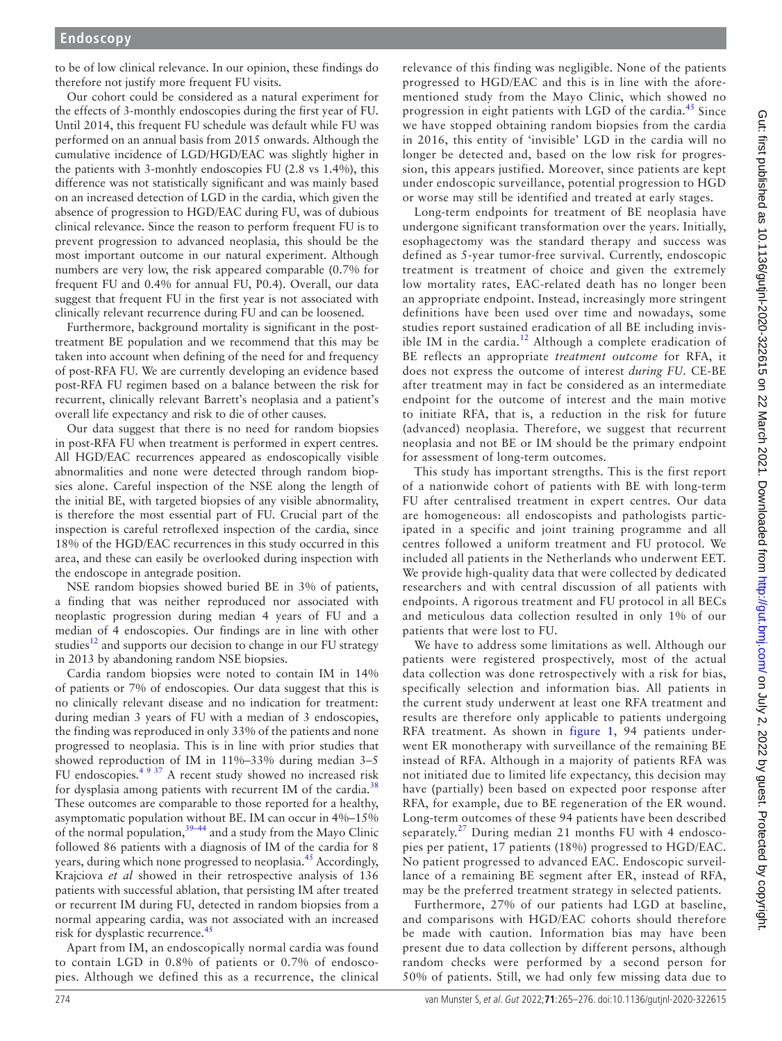to be of low clinical relevance. In our opinion, these findings do therefore not justify more frequent FU visits.

Our cohort could be considered as a natural experiment for the effects of 3-monthly endoscopies during the first year of FU. Until 2014, this frequent FU schedule was default while FU was performed on an annual basis from 2015 onwards. Although the cumulative incidence of LGD/HGD/EAC was slightly higher in the patients with 3-monhtly endoscopies FU (2.8 vs 1.4%), this difference was not statistically significant and was mainly based on an increased detection of LGD in the cardia, which given the absence of progression to HGD/EAC during FU, was of dubious clinical relevance. Since the reason to perform frequent FU is to prevent progression to advanced neoplasia, this should be the most important outcome in our natural experiment. Although numbers are very low, the risk appeared comparable (0.7% for frequent FU and 0.4% for annual FU, P0.4). Overall, our data suggest that frequent FU in the first year is not associated with clinically relevant recurrence during FU and can be loosened.

Furthermore, background mortality is significant in the post-treatment BE population and we recommend that this may be taken into account when defining of the need for and frequency of post-RFA FU. We are currently developing an evidence based post-RFA FU regimen based on a balance between the risk for recurrent, clinically relevant Barrett's neoplasia and a patient's overall life expectancy and risk to die of other causes.

Our data suggest that there is no need for random biopsies in post-RFA FU when treatment is performed in expert centres. All HGD/EAC recurrences appeared as endoscopically visible abnormalities and none were detected through random biopsies alone. Careful inspection of the NSE along the length of the initial BE, with targeted biopsies of any visible abnormality, is therefore the most essential part of FU. Crucial part of the inspection is careful retroflexed inspection of the cardia, since 18% of the HGD/EAC recurrences in this study occurred in this area, and these can easily be overlooked during inspection with the endoscope in antegrade position.

NSE random biopsies showed buried BE in 3% of patients, a finding that was neither reproduced nor associated with neoplastic progression during median 4 years of FU and a median of 4 endoscopies. Our findings are in line with other studies[12] and supports our decision to change in our FU strategy in 2013 by abandoning random NSE biopsies.

Cardia random biopsies were noted to contain IM in 14% of patients or 7% of endoscopies. Our data suggest that this is no clinically relevant disease and no indication for treatment: during median 3 years of FU with a median of 3 endoscopies, the finding was reproduced in only 33% of the patients and none progressed to neoplasia. This is in line with prior studies that showed reproduction of IM in 11%–33% during median 3–5 FU endoscopies.[4 9 37] A recent study showed no increased risk for dysplasia among patients with recurrent IM of the cardia.[38] These outcomes are comparable to those reported for a healthy, asymptomatic population without BE. IM can occur in 4%–15% of the normal population,[39–44] and a study from the Mayo Clinic followed 86 patients with a diagnosis of IM of the cardia for 8 years, during which none progressed to neoplasia.[45] Accordingly, Krajciova *et al* showed in their retrospective analysis of 136 patients with successful ablation, that persisting IM after treated or recurrent IM during FU, detected in random biopsies from a normal appearing cardia, was not associated with an increased risk for dysplastic recurrence.[45]

Apart from IM, an endoscopically normal cardia was found to contain LGD in 0.8% of patients or 0.7% of endoscopies. Although we defined this as a recurrence, the clinical relevance of this finding was negligible. None of the patients progressed to HGD/EAC and this is in line with the aforementioned study from the Mayo Clinic, which showed no progression in eight patients with LGD of the cardia.[45] Since we have stopped obtaining random biopsies from the cardia in 2016, this entity of 'invisible' LGD in the cardia will no longer be detected and, based on the low risk for progression, this appears justified. Moreover, since patients are kept under endoscopic surveillance, potential progression to HGD or worse may still be identified and treated at early stages.

Long-term endpoints for treatment of BE neoplasia have undergone significant transformation over the years. Initially, esophagectomy was the standard therapy and success was defined as 5-year tumor-free survival. Currently, endoscopic treatment is treatment of choice and given the extremely low mortality rates, EAC-related death has no longer been an appropriate endpoint. Instead, increasingly more stringent definitions have been used over time and nowadays, some studies report sustained eradication of all BE including invisible IM in the cardia.[12] Although a complete eradication of BE reflects an appropriate *treatment outcome* for RFA, it does not express the outcome of interest *during FU*. CE-BE after treatment may in fact be considered as an intermediate endpoint for the outcome of interest and the main motive to initiate RFA, that is, a reduction in the risk for future (advanced) neoplasia. Therefore, we suggest that recurrent neoplasia and not BE or IM should be the primary endpoint for assessment of long-term outcomes.

This study has important strengths. This is the first report of a nationwide cohort of patients with BE with long-term FU after centralised treatment in expert centres. Our data are homogeneous: all endoscopists and pathologists participated in a specific and joint training programme and all centres followed a uniform treatment and FU protocol. We included all patients in the Netherlands who underwent EET. We provide high-quality data that were collected by dedicated researchers and with central discussion of all patients with endpoints. A rigorous treatment and FU protocol in all BECs and meticulous data collection resulted in only 1% of our patients that were lost to FU.

We have to address some limitations as well. Although our patients were registered prospectively, most of the actual data collection was done retrospectively with a risk for bias, specifically selection and information bias. All patients in the current study underwent at least one RFA treatment and results are therefore only applicable to patients undergoing RFA treatment. As shown in figure 1, 94 patients underwent ER monotherapy with surveillance of the remaining BE instead of RFA. Although in a majority of patients RFA was not initiated due to limited life expectancy, this decision may have (partially) been based on expected poor response after RFA, for example, due to BE regeneration of the ER wound. Long-term outcomes of these 94 patients have been described separately.[27] During median 21 months FU with 4 endoscopies per patient, 17 patients (18%) progressed to HGD/EAC. No patient progressed to advanced EAC. Endoscopic surveillance of a remaining BE segment after ER, instead of RFA, may be the preferred treatment strategy in selected patients.

Furthermore, 27% of our patients had LGD at baseline, and comparisons with HGD/EAC cohorts should therefore be made with caution. Information bias may have been present due to data collection by different persons, although random checks were performed by a second person for 50% of patients. Still, we had only few missing data due to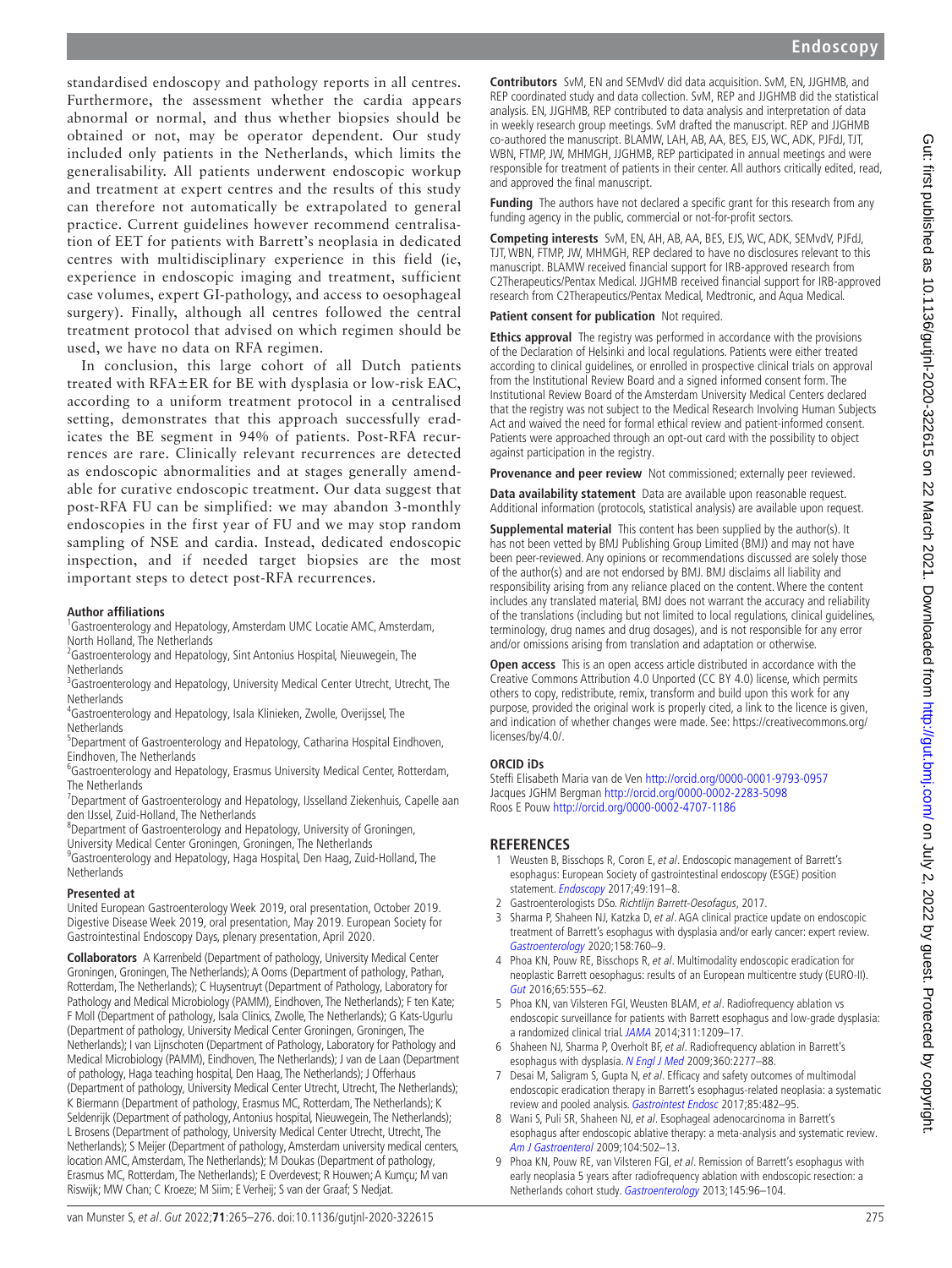standardised endoscopy and pathology reports in all centres. Furthermore, the assessment whether the cardia appears abnormal or normal, and thus whether biopsies should be obtained or not, may be operator dependent. Our study included only patients in the Netherlands, which limits the generalisability. All patients underwent endoscopic workup and treatment at expert centres and the results of this study can therefore not automatically be extrapolated to general practice. Current guidelines however recommend centralisation of EET for patients with Barrett's neoplasia in dedicated centres with multidisciplinary experience in this field (ie, experience in endoscopic imaging and treatment, sufficient case volumes, expert GI-pathology, and access to oesophageal surgery). Finally, although all centres followed the central treatment protocol that advised on which regimen should be used, we have no data on RFA regimen.

In conclusion, this large cohort of all Dutch patients treated with RFA±ER for BE with dysplasia or low-risk EAC, according to a uniform treatment protocol in a centralised setting, demonstrates that this approach successfully eradicates the BE segment in 94% of patients. Post-RFA recurrences are rare. Clinically relevant recurrences are detected as endoscopic abnormalities and at stages generally amendable for curative endoscopic treatment. Our data suggest that post-RFA FU can be simplified: we may abandon 3-monthly endoscopies in the first year of FU and we may stop random sampling of NSE and cardia. Instead, dedicated endoscopic inspection, and if needed target biopsies are the most important steps to detect post-RFA recurrences.

**Author affiliations**

[1]Gastroenterology and Hepatology, Amsterdam UMC Locatie AMC, Amsterdam, North Holland, The Netherlands
[2]Gastroenterology and Hepatology, Sint Antonius Hospital, Nieuwegein, The Netherlands
[3]Gastroenterology and Hepatology, University Medical Center Utrecht, Utrecht, The Netherlands
[4]Gastroenterology and Hepatology, Isala Klinieken, Zwolle, Overijssel, The Netherlands
[5]Department of Gastroenterology and Hepatology, Catharina Hospital Eindhoven, Eindhoven, The Netherlands
[6]Gastroenterology and Hepatology, Erasmus University Medical Center, Rotterdam, The Netherlands
[7]Department of Gastroenterology and Hepatology, IJsselland Ziekenhuis, Capelle aan den IJssel, Zuid-Holland, The Netherlands
[8]Department of Gastroenterology and Hepatology, University of Groningen, University Medical Center Groningen, Groningen, The Netherlands
[9]Gastroenterology and Hepatology, Haga Hospital, Den Haag, Zuid-Holland, The Netherlands

**Presented at**

United European Gastroenterology Week 2019, oral presentation, October 2019. Digestive Disease Week 2019, oral presentation, May 2019. European Society for Gastrointestinal Endoscopy Days, plenary presentation, April 2020.

**Collaborators** A Karrenbeld (Department of pathology, University Medical Center Groningen, Groningen, The Netherlands); A Ooms (Department of pathology, Pathan, Rotterdam, The Netherlands); C Huysentruyt (Department of Pathology, Laboratory for Pathology and Medical Microbiology (PAMM), Eindhoven, The Netherlands); F ten Kate; F Moll (Department of pathology, Isala Clinics, Zwolle, The Netherlands); G Kats-Ugurlu (Department of pathology, University Medical Center Groningen, Groningen, The Netherlands); I van Lijnschoten (Department of Pathology, Laboratory for Pathology and Medical Microbiology (PAMM), Eindhoven, The Netherlands); J van de Laan (Department of pathology, Haga teaching hospital, Den Haag, The Netherlands); J Offerhaus (Department of pathology, University Medical Center Utrecht, Utrecht, The Netherlands); K Biermann (Department of pathology, Erasmus MC, Rotterdam, The Netherlands); K Seldenrijk (Department of pathology, Antonius hospital, Nieuwegein, The Netherlands); L Brosens (Department of pathology, University Medical Center Utrecht, Utrecht, The Netherlands); S Meijer (Department of pathology, Amsterdam university medical centers, location AMC, Amsterdam, The Netherlands); M Doukas (Department of pathology, Erasmus MC, Rotterdam, The Netherlands); E Overdevest; R Houwen; A Kumçu; M van Riswijk; MW Chan; C Kroeze; M Siim; E Verheij; S van der Graaf; S Nedjat.

**Contributors** SvM, EN and SEMvdV did data acquisition. SvM, EN, JJGHMB, and REP coordinated study and data collection. SvM, REP and JJGHMB did the statistical analysis. EN, JJGHMB, REP contributed to data analysis and interpretation of data in weekly research group meetings. SvM drafted the manuscript. REP and JJGHMB co-authored the manuscript. BLAMW, LAH, AB, AA, BES, EJS, WC, ADK, PJFdJ, TJT, WBN, FTMP, JW, MHMGH, JJGHMB, REP participated in annual meetings and were responsible for treatment of patients in their center. All authors critically edited, read, and approved the final manuscript.

**Funding** The authors have not declared a specific grant for this research from any funding agency in the public, commercial or not-for-profit sectors.

**Competing interests** SvM, EN, AH, AB, AA, BES, EJS, WC, ADK, SEMvdV, PJFdJ, TJT, WBN, FTMP, JW, MHMGH, REP declared to have no disclosures relevant to this manuscript. BLAMW received financial support for IRB-approved research from C2Therapeutics/Pentax Medical. JJGHMB received financial support for IRB-approved research from C2Therapeutics/Pentax Medical, Medtronic, and Aqua Medical.

**Patient consent for publication** Not required.

**Ethics approval** The registry was performed in accordance with the provisions of the Declaration of Helsinki and local regulations. Patients were either treated according to clinical guidelines, or enrolled in prospective clinical trials on approval from the Institutional Review Board and a signed informed consent form. The Institutional Review Board of the Amsterdam University Medical Centers declared that the registry was not subject to the Medical Research Involving Human Subjects Act and waived the need for formal ethical review and patient-informed consent. Patients were approached through an opt-out card with the possibility to object against participation in the registry.

**Provenance and peer review** Not commissioned; externally peer reviewed.

**Data availability statement** Data are available upon reasonable request. Additional information (protocols, statistical analysis) are available upon request.

**Supplemental material** This content has been supplied by the author(s). It has not been vetted by BMJ Publishing Group Limited (BMJ) and may not have been peer-reviewed. Any opinions or recommendations discussed are solely those of the author(s) and are not endorsed by BMJ. BMJ disclaims all liability and responsibility arising from any reliance placed on the content. Where the content includes any translated material, BMJ does not warrant the accuracy and reliability of the translations (including but not limited to local regulations, clinical guidelines, terminology, drug names and drug dosages), and is not responsible for any error and/or omissions arising from translation and adaptation or otherwise.

**Open access** This is an open access article distributed in accordance with the Creative Commons Attribution 4.0 Unported (CC BY 4.0) license, which permits others to copy, redistribute, remix, transform and build upon this work for any purpose, provided the original work is properly cited, a link to the licence is given, and indication of whether changes were made. See: https://creativecommons.org/licenses/by/4.0/.

**ORCID iDs**

Steffi Elisabeth Maria van de Ven http://orcid.org/0000-0001-9793-0957
Jacques JGHM Bergman http://orcid.org/0000-0002-2283-5098
Roos E Pouw http://orcid.org/0000-0002-4707-1186

## REFERENCES

1. Weusten B, Bisschops R, Coron E, *et al*. Endoscopic management of Barrett's esophagus: European Society of gastrointestinal endoscopy (ESGE) position statement. *Endoscopy* 2017;49:191–8.
2. Gastroenterologists DSo. *Richtlijn Barrett-Oesofagus*, 2017.
3. Sharma P, Shaheen NJ, Katzka D, *et al*. AGA clinical practice update on endoscopic treatment of Barrett's esophagus with dysplasia and/or early cancer: expert review. *Gastroenterology* 2020;158:760–9.
4. Phoa KN, Pouw RE, Bisschops R, *et al*. Multimodality endoscopic eradication for neoplastic Barrett oesophagus: results of an European multicentre study (EURO-II). *Gut* 2016;65:555–62.
5. Phoa KN, van Vilsteren FGI, Weusten BLAM, *et al*. Radiofrequency ablation vs endoscopic surveillance for patients with Barrett esophagus and low-grade dysplasia: a randomized clinical trial. *JAMA* 2014;311:1209–17.
6. Shaheen NJ, Sharma P, Overholt BF, *et al*. Radiofrequency ablation in Barrett's esophagus with dysplasia. *N Engl J Med* 2009;360:2277–88.
7. Desai M, Saligram S, Gupta N, *et al*. Efficacy and safety outcomes of multimodal endoscopic eradication therapy in Barrett's esophagus-related neoplasia: a systematic review and pooled analysis. *Gastrointest Endosc* 2017;85:482–95.
8. Wani S, Puli SR, Shaheen NJ, *et al*. Esophageal adenocarcinoma in Barrett's esophagus after endoscopic ablative therapy: a meta-analysis and systematic review. *Am J Gastroenterol* 2009;104:502–13.
9. Phoa KN, Pouw RE, van Vilsteren FGI, *et al*. Remission of Barrett's esophagus with early neoplasia 5 years after radiofrequency ablation with endoscopic resection: a Netherlands cohort study. *Gastroenterology* 2013;145:96–104.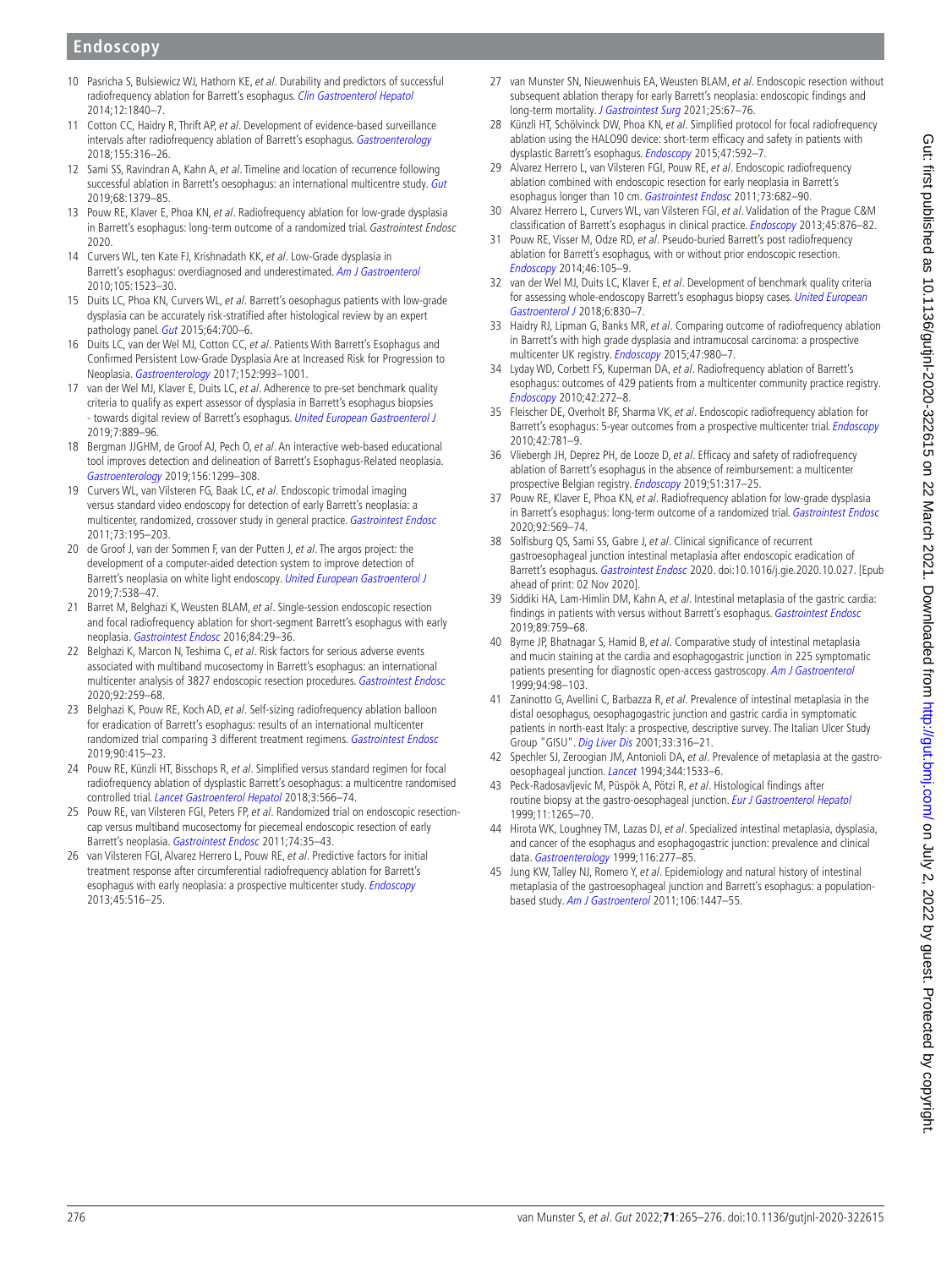10 Pasricha S, Bulsiewicz WJ, Hathorn KE, *et al*. Durability and predictors of successful radiofrequency ablation for Barrett's esophagus. *Clin Gastroenterol Hepatol* 2014;12:1840–7.

11 Cotton CC, Haidry R, Thrift AP, *et al*. Development of evidence-based surveillance intervals after radiofrequency ablation of Barrett's esophagus. *Gastroenterology* 2018;155:316–26.

12 Sami SS, Ravindran A, Kahn A, *et al*. Timeline and location of recurrence following successful ablation in Barrett's oesophagus: an international multicentre study. *Gut* 2019;68:1379–85.

13 Pouw RE, Klaver E, Phoa KN, *et al*. Radiofrequency ablation for low-grade dysplasia in Barrett's esophagus: long-term outcome of a randomized trial. *Gastrointest Endosc* 2020.

14 Curvers WL, ten Kate FJ, Krishnadath KK, *et al*. Low-Grade dysplasia in Barrett's esophagus: overdiagnosed and underestimated. *Am J Gastroenterol* 2010;105:1523–30.

15 Duits LC, Phoa KN, Curvers WL, *et al*. Barrett's oesophagus patients with low-grade dysplasia can be accurately risk-stratified after histological review by an expert pathology panel. *Gut* 2015;64:700–6.

16 Duits LC, van der Wel MJ, Cotton CC, *et al*. Patients With Barrett's Esophagus and Confirmed Persistent Low-Grade Dysplasia Are at Increased Risk for Progression to Neoplasia. *Gastroenterology* 2017;152:993–1001.

17 van der Wel MJ, Klaver E, Duits LC, *et al*. Adherence to pre-set benchmark quality criteria to qualify as expert assessor of dysplasia in Barrett's esophagus biopsies - towards digital review of Barrett's esophagus. *United European Gastroenterol J* 2019;7:889–96.

18 Bergman JJGHM, de Groof AJ, Pech O, *et al*. An interactive web-based educational tool improves detection and delineation of Barrett's Esophagus-Related neoplasia. *Gastroenterology* 2019;156:1299–308.

19 Curvers WL, van Vilsteren FG, Baak LC, *et al*. Endoscopic trimodal imaging versus standard video endoscopy for detection of early Barrett's neoplasia: a multicenter, randomized, crossover study in general practice. *Gastrointest Endosc* 2011;73:195–203.

20 de Groof J, van der Sommen F, van der Putten J, *et al*. The argos project: the development of a computer-aided detection system to improve detection of Barrett's neoplasia on white light endoscopy. *United European Gastroenterol J* 2019;7:538–47.

21 Barret M, Belghazi K, Weusten BLAM, *et al*. Single-session endoscopic resection and focal radiofrequency ablation for short-segment Barrett's esophagus with early neoplasia. *Gastrointest Endosc* 2016;84:29–36.

22 Belghazi K, Marcon N, Teshima C, *et al*. Risk factors for serious adverse events associated with multiband mucosectomy in Barrett's esophagus: an international multicenter analysis of 3827 endoscopic resection procedures. *Gastrointest Endosc* 2020;92:259–68.

23 Belghazi K, Pouw RE, Koch AD, *et al*. Self-sizing radiofrequency ablation balloon for eradication of Barrett's esophagus: results of an international multicenter randomized trial comparing 3 different treatment regimens. *Gastrointest Endosc* 2019;90:415–23.

24 Pouw RE, Künzli HT, Bisschops R, *et al*. Simplified versus standard regimen for focal radiofrequency ablation of dysplastic Barrett's oesophagus: a multicentre randomised controlled trial. *Lancet Gastroenterol Hepatol* 2018;3:566–74.

25 Pouw RE, van Vilsteren FGI, Peters FP, *et al*. Randomized trial on endoscopic resection-cap versus multiband mucosectomy for piecemeal endoscopic resection of early Barrett's neoplasia. *Gastrointest Endosc* 2011;74:35–43.

26 van Vilsteren FGI, Alvarez Herrero L, Pouw RE, *et al*. Predictive factors for initial treatment response after circumferential radiofrequency ablation for Barrett's esophagus with early neoplasia: a prospective multicenter study. *Endoscopy* 2013;45:516–25.

27 van Munster SN, Nieuwenhuis EA, Weusten BLAM, *et al*. Endoscopic resection without subsequent ablation therapy for early Barrett's neoplasia: endoscopic findings and long-term mortality. *J Gastrointest Surg* 2021;25:67–76.

28 Künzli HT, Schölvinck DW, Phoa KN, *et al*. Simplified protocol for focal radiofrequency ablation using the HALO90 device: short-term efficacy and safety in patients with dysplastic Barrett's esophagus. *Endoscopy* 2015;47:592–7.

29 Alvarez Herrero L, van Vilsteren FGI, Pouw RE, *et al*. Endoscopic radiofrequency ablation combined with endoscopic resection for early neoplasia in Barrett's esophagus longer than 10 cm. *Gastrointest Endosc* 2011;73:682–90.

30 Alvarez Herrero L, Curvers WL, van Vilsteren FGI, *et al*. Validation of the Prague C&M classification of Barrett's esophagus in clinical practice. *Endoscopy* 2013;45:876–82.

31 Pouw RE, Visser M, Odze RD, *et al*. Pseudo-buried Barrett's post radiofrequency ablation for Barrett's esophagus, with or without prior endoscopic resection. *Endoscopy* 2014;46:105–9.

32 van der Wel MJ, Duits LC, Klaver E, *et al*. Development of benchmark quality criteria for assessing whole-endoscopy Barrett's esophagus biopsy cases. *United European Gastroenterol J* 2018;6:830–7.

33 Haidry RJ, Lipman G, Banks MR, *et al*. Comparing outcome of radiofrequency ablation in Barrett's with high grade dysplasia and intramucosal carcinoma: a prospective multicenter UK registry. *Endoscopy* 2015;47:980–7.

34 Lyday WD, Corbett FS, Kuperman DA, *et al*. Radiofrequency ablation of Barrett's esophagus: outcomes of 429 patients from a multicenter community practice registry. *Endoscopy* 2010;42:272–8.

35 Fleischer DE, Overholt BF, Sharma VK, *et al*. Endoscopic radiofrequency ablation for Barrett's esophagus: 5-year outcomes from a prospective multicenter trial. *Endoscopy* 2010;42:781–9.

36 Vliebergh JH, Deprez PH, de Looze D, *et al*. Efficacy and safety of radiofrequency ablation of Barrett's esophagus in the absence of reimbursement: a multicenter prospective Belgian registry. *Endoscopy* 2019;51:317–25.

37 Pouw RE, Klaver E, Phoa KN, *et al*. Radiofrequency ablation for low-grade dysplasia in Barrett's esophagus: long-term outcome of a randomized trial. *Gastrointest Endosc* 2020;92:569–74.

38 Solfisburg QS, Sami SS, Gabre J, *et al*. Clinical significance of recurrent gastroesophageal junction intestinal metaplasia after endoscopic eradication of Barrett's esophagus. *Gastrointest Endosc* 2020. doi:10.1016/j.gie.2020.10.027. [Epub ahead of print: 02 Nov 2020].

39 Siddiki HA, Lam-Himlin DM, Kahn A, *et al*. Intestinal metaplasia of the gastric cardia: findings in patients with versus without Barrett's esophagus. *Gastrointest Endosc* 2019;89:759–68.

40 Byrne JP, Bhatnagar S, Hamid B, *et al*. Comparative study of intestinal metaplasia and mucin staining at the cardia and esophagogastric junction in 225 symptomatic patients presenting for diagnostic open-access gastroscopy. *Am J Gastroenterol* 1999;94:98–103.

41 Zaninotto G, Avellini C, Barbazza R, *et al*. Prevalence of intestinal metaplasia in the distal oesophagus, oesophagogastric junction and gastric cardia in symptomatic patients in north-east Italy: a prospective, descriptive survey. The Italian Ulcer Study Group "GISU". *Dig Liver Dis* 2001;33:316–21.

42 Spechler SJ, Zeroogian JM, Antonioli DA, *et al*. Prevalence of metaplasia at the gastro-oesophageal junction. *Lancet* 1994;344:1533–6.

43 Peck-Radosavljevic M, Püspök A, Pötzi R, *et al*. Histological findings after routine biopsy at the gastro-oesophageal junction. *Eur J Gastroenterol Hepatol* 1999;11:1265–70.

44 Hirota WK, Loughney TM, Lazas DJ, *et al*. Specialized intestinal metaplasia, dysplasia, and cancer of the esophagus and esophagogastric junction: prevalence and clinical data. *Gastroenterology* 1999;116:277–85.

45 Jung KW, Talley NJ, Romero Y, *et al*. Epidemiology and natural history of intestinal metaplasia of the gastroesophageal junction and Barrett's esophagus: a population-based study. *Am J Gastroenterol* 2011;106:1447–55.